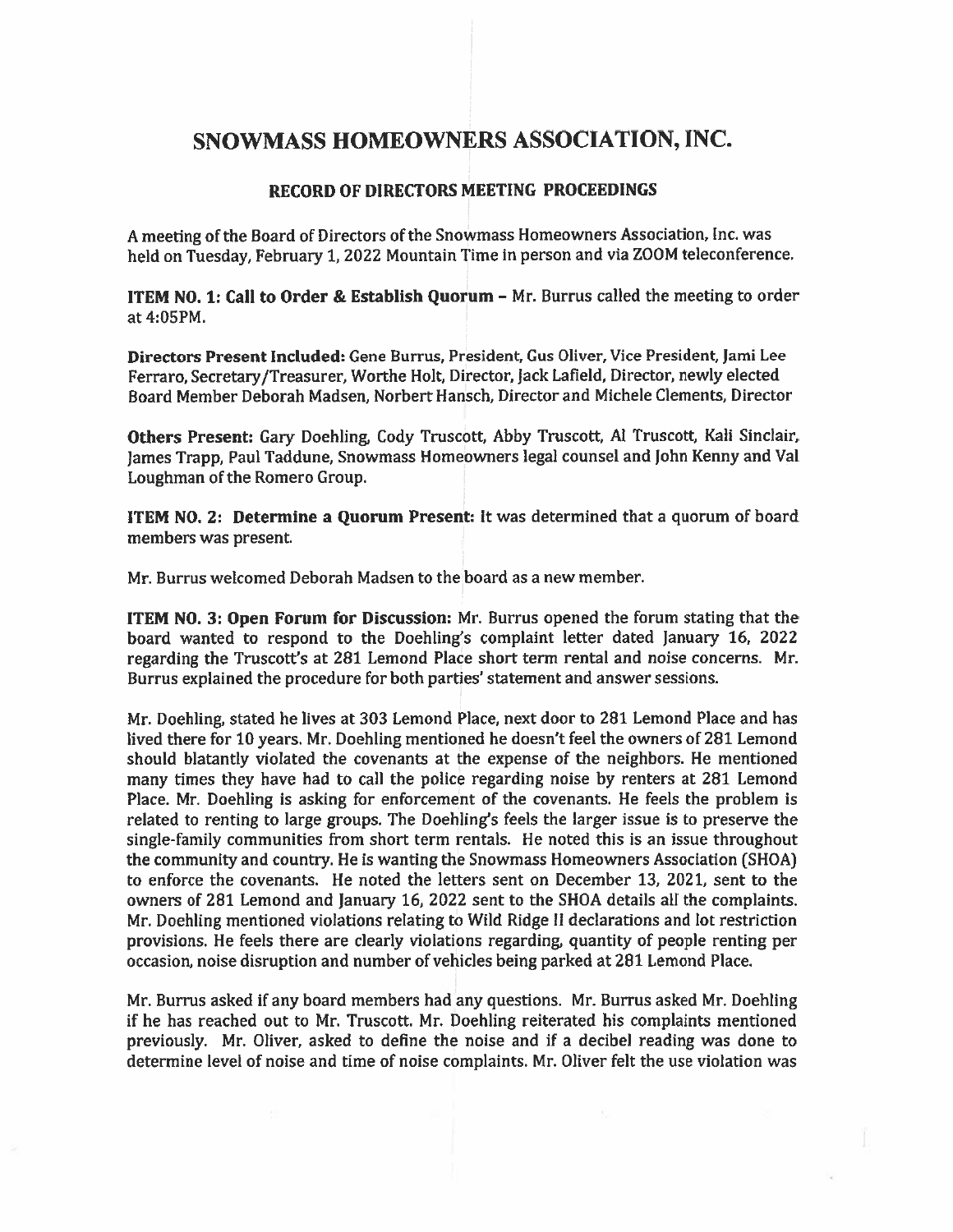# SNOWMASS HOMEOWNERS ASSOCIATION, INC.

## RECORD OF DIRECTORS MEETING PROCEEDINGS

A meeting of the Board of Directors of the Snowmass Homeowners Association, Inc. was held on Tuesday, February 1, 2022 Mountain Time in person and via ZOOM teleconference.

**ITEM NO. 1: Call to Order & Establish Quorum** – Mr. Burrus called the meeting to order at 4:05PM.

**Directors Present Included:** Gene Burrus, President, Gus Oliver, Vice President, Jami Lee Ferraro, Secretary/Treasurer, Worthe Holt, Director, Jack Lafield, Director, newly elected Board Member Deborah Madsen, Norbert Hansch, Director and Michele Clements, Director

**Others Present:** Gary Doehling, Cody Truscott, Abby Truscott, Al Truscott, Kali Sinclair, James Trapp, Paul Taddune, Snowmass Homeowners legal counsel and John Kenny and Val Loughman of the Romero Group.

**ITEM NO. 2: Determine a Quorum Present:** It was determined that a quorum of board members was present.

Mr. Burrus welcomed Deborah Madsen to the board as a new member.

**ITEM NO. 3: Open Forum for Discussion:** Mr. Burrus opened the forum stating that the board wanted to respond to the Doehling's complaint letter dated January 16, 2022 regarding the Truscott's at 281 Lemond Place short term rental and noise concerns. Mr. Burrus explained the procedure for both parties' statement and answer sessions.

Mr. Doehling, stated he lives at 303 Lemond Place, next door to 281 Lemond Place and has lived there for 10 years. Mr. Doehling mentioned he doesn't feel the owners of 281 Lemond should blatantly violated the covenants at the expense of the neighbors. He mentioned many times they have had to call the police regarding noise by renters at 281 Lemond Place. Mr. Doehling is asking for enforcement of the covenants. He feels the problem is related to renting to large groups. The Doehling's feels the larger issue is to preserve the single-family communities from short term rentals. He noted this is an issue throughout the community and country. He is wanting the Snowmass Homeowners Association (SHOA) to enforce the covenants. He noted the letters sent on December 13, 2021, sent to the owners of 281 Lemond and January 16, 2022 sent to the SHOA details all the complaints. Mr. Doehling mentioned violations relating to Wild Ridge II declarations and lot restriction provisions. He feels there are clearly violations regarding, quantity of people renting per occasion, noise disruption and number of vehicles being parked at 281 Lemond Place.

Mr. Burrus asked if any board members had any questions. Mr. Burrus asked Mr. Doehling if he has reached out to Mr. Truscott. Mr. Doehling reiterated his complaints mentioned previously. Mr. Oliver, asked to define the noise and if a decibel reading was done to determine level of noise and time of noise complaints. Mr. Oliver felt the use violation was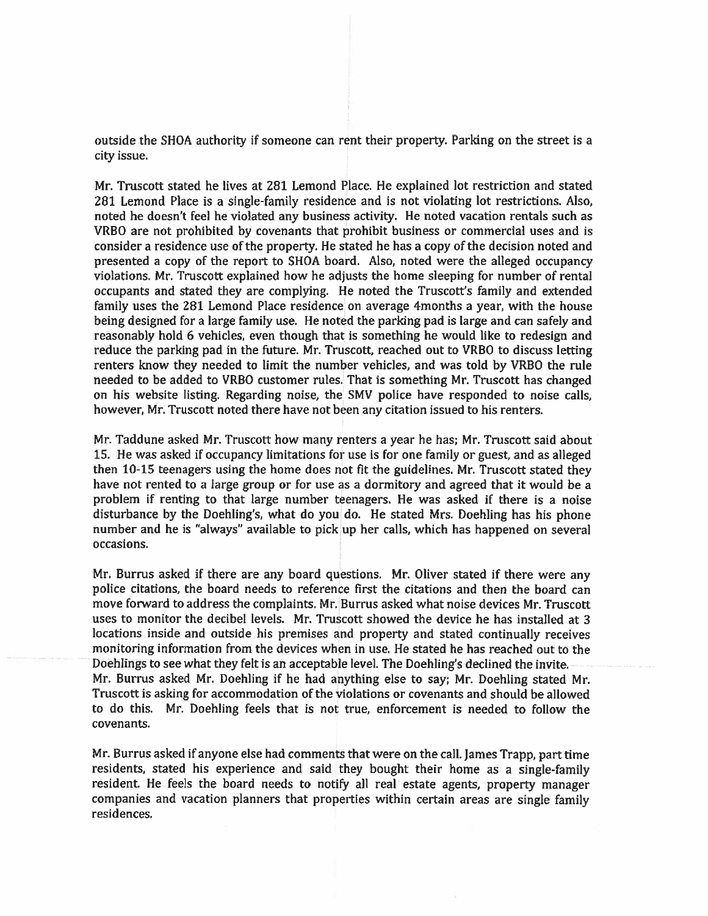outside the SHOA authority if someone can rent their property. Parking on the street is a city issue.

Mr. Truscott stated he lives at 281 Lemond Place. He explained lot restriction and stated 281 Lemond Place is a single-family residence and is not violating lot restrictions. Also, noted he doesn't feel he violated any business activity. He noted vacation rentals such as VRBO are not prohibited by covenants that prohibit business or commercial uses and is consider a residence use of the property. He stated he has a copy of the decision noted and presented a copy of the report to SHOA board. Also, noted were the alleged occupancy violations. Mr. Truscott explained how he adjusts the home sleeping for number of rental occupants and stated they are complying. He noted the Truscott's family and extended family uses the 281 Lemond Place residence on average 4months a year, with the house being designed for a large family use. He noted the parking pad is large and can safely and reasonably hold 6 vehicles, even though that is something he would like to redesign and reduce the parking pad in the future. Mr. Truscott, reached out to VRBO to discuss letting renters know they needed to limit the number vehicles, and was told by VRBO the rule needed to be added to VRBO customer rules. That is something Mr. Truscott has changed on his website listing. Regarding noise, the SMV police have responded to noise calls, however, Mr. Truscott noted there have not been any citation issued to his renters.

Mr. Taddune asked Mr. Truscott how many renters a year he has; Mr. Truscott said about 15. He was asked if occupancy limitations for use is for one family or guest, and as alleged then 10-15 teenagers using the home does not fit the guidelines. Mr. Truscott stated they have not rented to a large group or for use as a dormitory and agreed that it would be a problem if renting to that large number teenagers. He was asked if there is a noise disturbance by the Doehling's, what do you do. He stated Mrs. Doehling has his phone number and he is "always" available to pick up her calls, which has happened on several occasions.

Mr. Burrus asked if there are any board questions. Mr. Oliver stated if there were any police citations, the board needs to reference first the citations and then the board can move forward to address the complaints. Mr. Burrus asked what noise devices Mr. Truscott uses to monitor the decibel levels. Mr. Truscott showed the device he has installed at 3 locations inside and outside his premises and property and stated continually receives monitoring information from the devices when in use. He stated he has reached out to the Doehlings to see what they felt is an acceptable level. The Doehling's declined the invite.
Mr. Burrus asked Mr. Doehling if he had anything else to say; Mr. Doehling stated Mr. Truscott is asking for accommodation of the violations or covenants and should be allowed to do this. Mr. Doehling feels that is not true, enforcement is needed to follow the covenants.

Mr. Burrus asked if anyone else had comments that were on the call. James Trapp, part time residents, stated his experience and said they bought their home as a single-family resident. He feels the board needs to notify all real estate agents, property manager companies and vacation planners that properties within certain areas are single family residences.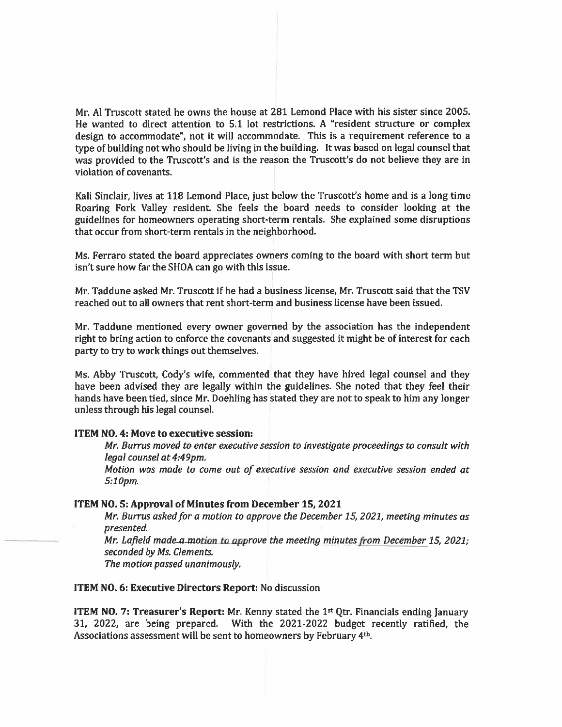Mr. Al Truscott stated he owns the house at 281 Lemond Place with his sister since 2005. He wanted to direct attention to 5.1 lot restrictions. A "resident structure or complex design to accommodate", not it will accommodate. This is a requirement reference to a type of building not who should be living in the building. It was based on legal counsel that was provided to the Truscott's and is the reason the Truscott's do not believe they are in violation of covenants.

Kali Sinclair, lives at 118 Lemond Place, just below the Truscott's home and is a long time Roaring Fork Valley resident. She feels the board needs to consider looking at the guidelines for homeowners operating short-term rentals. She explained some disruptions that occur from short-term rentals in the neighborhood.

Ms. Ferraro stated the board appreciates owners coming to the board with short term but isn't sure how far the SHOA can go with this issue.

Mr. Taddune asked Mr. Truscott if he had a business license, Mr. Truscott said that the TSV reached out to all owners that rent short-term and business license have been issued.

Mr. Taddune mentioned every owner governed by the association has the independent right to bring action to enforce the covenants and suggested it might be of interest for each party to try to work things out themselves.

Ms. Abby Truscott, Cody's wife, commented that they have hired legal counsel and they have been advised they are legally within the guidelines. She noted that they feel their hands have been tied, since Mr. Doehling has stated they are not to speak to him any longer unless through his legal counsel.

**ITEM NO. 4: Move to executive session:**

*Mr. Burrus moved to enter executive session to investigate proceedings to consult with legal counsel at 4:49pm.*

*Motion was made to come out of executive session and executive session ended at 5:10pm.*

**ITEM NO. 5: Approval of Minutes from December 15, 2021**

*Mr. Burrus asked for a motion to approve the December 15, 2021, meeting minutes as presented.*

*Mr. Lafield made a motion to approve the meeting minutes from December 15, 2021; seconded by Ms. Clements.*

*The motion passed unanimously.*

**ITEM NO. 6: Executive Directors Report:** No discussion

**ITEM NO. 7: Treasurer's Report:** Mr. Kenny stated the 1st Qtr. Financials ending January 31, 2022, are being prepared. With the 2021-2022 budget recently ratified, the Associations assessment will be sent to homeowners by February 4th.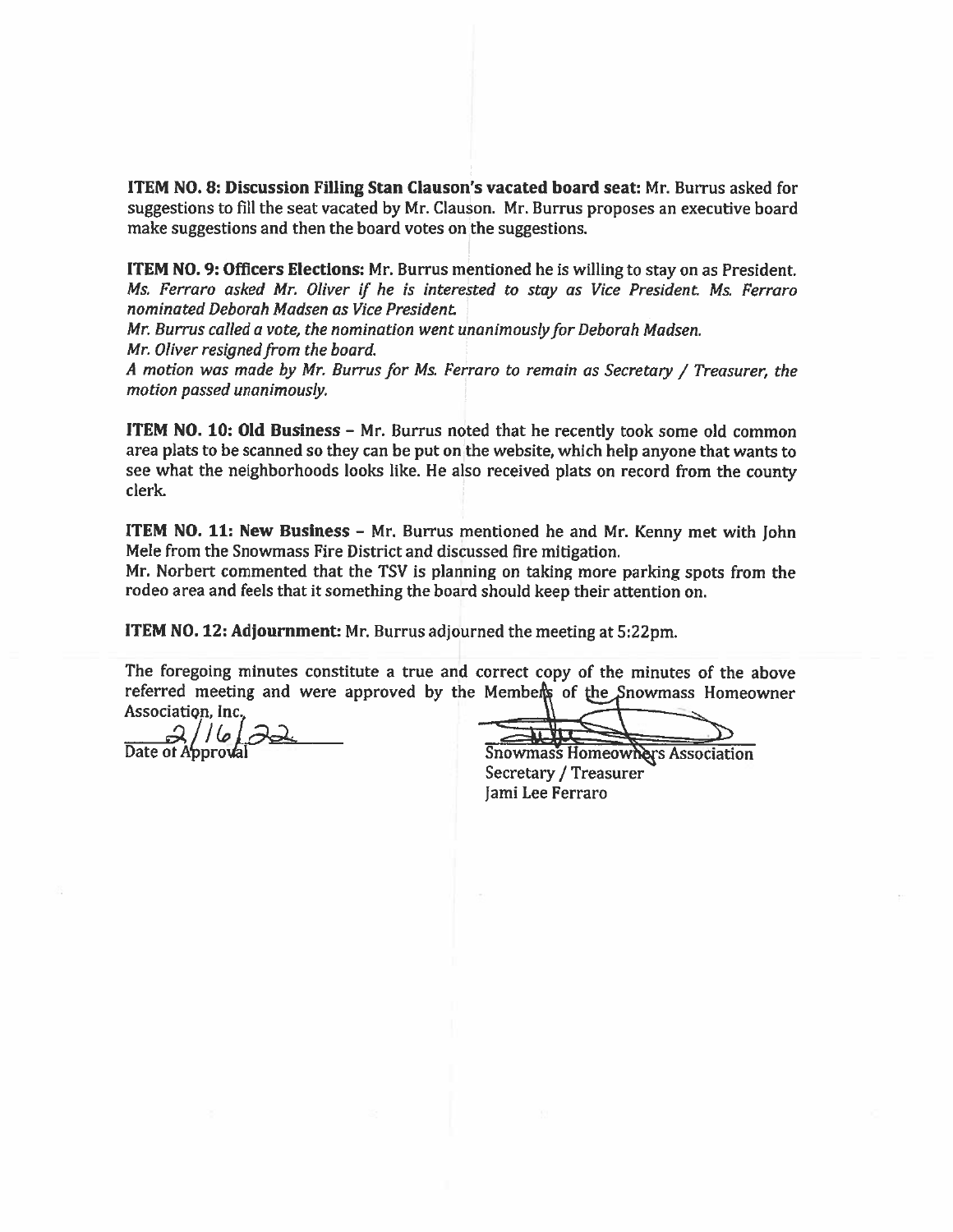**ITEM NO. 8: Discussion Filling Stan Clauson's vacated board seat:** Mr. Burrus asked for suggestions to fill the seat vacated by Mr. Clauson. Mr. Burrus proposes an executive board make suggestions and then the board votes on the suggestions.

**ITEM NO. 9: Officers Elections:** Mr. Burrus mentioned he is willing to stay on as President. *Ms. Ferraro asked Mr. Oliver if he is interested to stay as Vice President. Ms. Ferraro nominated Deborah Madsen as Vice President.*
*Mr. Burrus called a vote, the nomination went unanimously for Deborah Madsen.*
*Mr. Oliver resigned from the board.*
*A motion was made by Mr. Burrus for Ms. Ferraro to remain as Secretary / Treasurer, the motion passed unanimously.*

**ITEM NO. 10: Old Business** – Mr. Burrus noted that he recently took some old common area plats to be scanned so they can be put on the website, which help anyone that wants to see what the neighborhoods looks like. He also received plats on record from the county clerk.

**ITEM NO. 11: New Business** – Mr. Burrus mentioned he and Mr. Kenny met with John Mele from the Snowmass Fire District and discussed fire mitigation.
Mr. Norbert commented that the TSV is planning on taking more parking spots from the rodeo area and feels that it something the board should keep their attention on.

**ITEM NO. 12: Adjournment:** Mr. Burrus adjourned the meeting at 5:22pm.

The foregoing minutes constitute a true and correct copy of the minutes of the above referred meeting and were approved by the Members of the Snowmass Homeowner Association, Inc.

2/16/22
Date of Approval

Snowmass Homeowners Association
Secretary / Treasurer
Jami Lee Ferraro